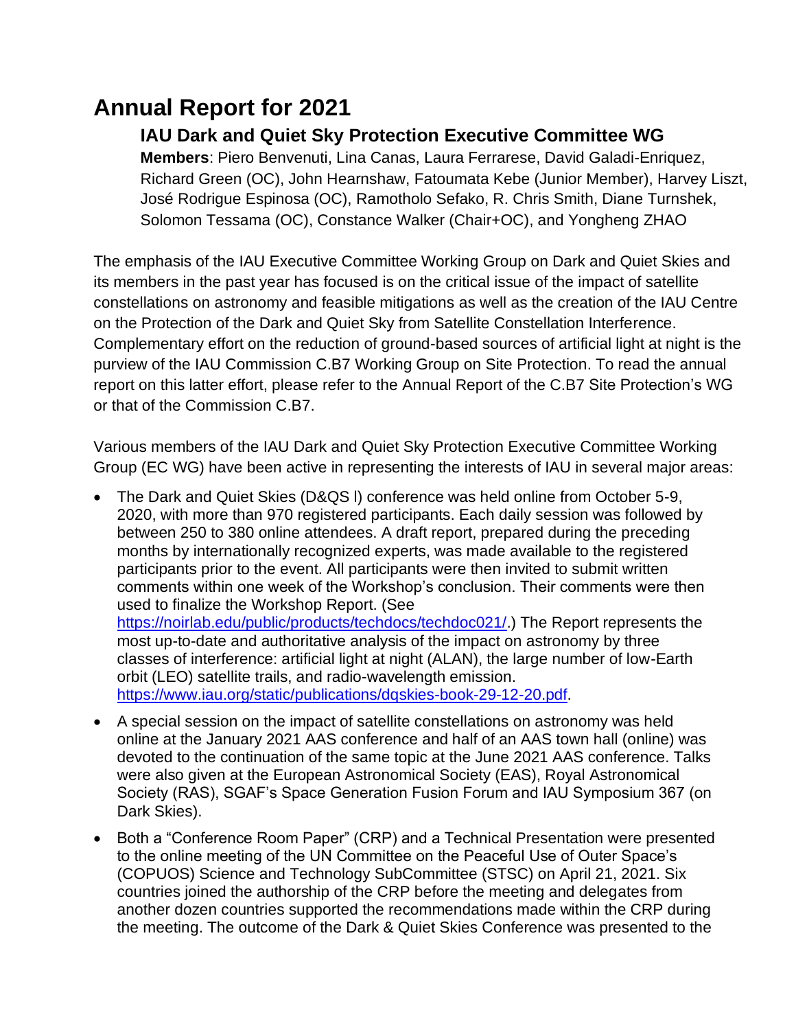# Annual Report for 2021

## IAU Dark and Quiet Sky Protection Executive Committee WG

**Members**: Piero Benvenuti, Lina Canas, Laura Ferrarese, David Galadi-Enriquez, Richard Green (OC), John Hearnshaw, Fatoumata Kebe (Junior Member), Harvey Liszt, José Rodrigue Espinosa (OC), Ramotholo Sefako, R. Chris Smith, Diane Turnshek, Solomon Tessama (OC), Constance Walker (Chair+OC), and Yongheng ZHAO

The emphasis of the IAU Executive Committee Working Group on Dark and Quiet Skies and its members in the past year has focused is on the critical issue of the impact of satellite constellations on astronomy and feasible mitigations as well as the creation of the IAU Centre on the Protection of the Dark and Quiet Sky from Satellite Constellation Interference. Complementary effort on the reduction of ground-based sources of artificial light at night is the purview of the IAU Commission C.B7 Working Group on Site Protection. To read the annual report on this latter effort, please refer to the Annual Report of the C.B7 Site Protection's WG or that of the Commission C.B7.

Various members of the IAU Dark and Quiet Sky Protection Executive Committee Working Group (EC WG) have been active in representing the interests of IAU in several major areas:

- The Dark and Quiet Skies (D&QS I) conference was held online from October 5-9, 2020, with more than 970 registered participants. Each daily session was followed by between 250 to 380 online attendees. A draft report, prepared during the preceding months by internationally recognized experts, was made available to the registered participants prior to the event. All participants were then invited to submit written comments within one week of the Workshop's conclusion. Their comments were then used to finalize the Workshop Report. (See https://noirlab.edu/public/products/techdocs/techdoc021/.) The Report represents the most up-to-date and authoritative analysis of the impact on astronomy by three classes of interference: artificial light at night (ALAN), the large number of low-Earth orbit (LEO) satellite trails, and radio-wavelength emission. https://www.iau.org/static/publications/dqskies-book-29-12-20.pdf.
- A special session on the impact of satellite constellations on astronomy was held online at the January 2021 AAS conference and half of an AAS town hall (online) was devoted to the continuation of the same topic at the June 2021 AAS conference. Talks were also given at the European Astronomical Society (EAS), Royal Astronomical Society (RAS), SGAF's Space Generation Fusion Forum and IAU Symposium 367 (on Dark Skies).
- Both a "Conference Room Paper" (CRP) and a Technical Presentation were presented to the online meeting of the UN Committee on the Peaceful Use of Outer Space's (COPUOS) Science and Technology SubCommittee (STSC) on April 21, 2021. Six countries joined the authorship of the CRP before the meeting and delegates from another dozen countries supported the recommendations made within the CRP during the meeting. The outcome of the Dark & Quiet Skies Conference was presented to the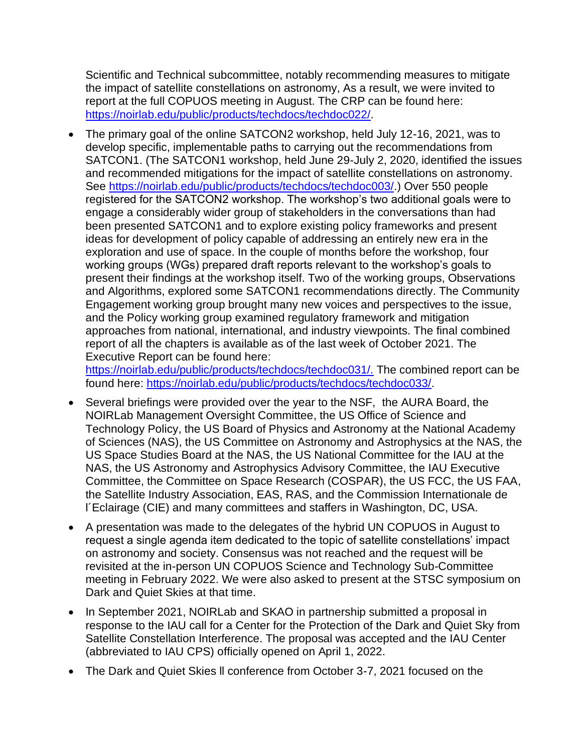Scientific and Technical subcommittee, notably recommending measures to mitigate the impact of satellite constellations on astronomy, As a result, we were invited to report at the full COPUOS meeting in August. The CRP can be found here: [https://noirlab.edu/public/products/techdocs/techdoc022/](https://noirlab.edu/public/products/techdocs/techdoc022/).

- The primary goal of the online SATCON2 workshop, held July 12-16, 2021, was to develop specific, implementable paths to carrying out the recommendations from SATCON1. (The SATCON1 workshop, held June 29-July 2, 2020, identified the issues and recommended mitigations for the impact of satellite constellations on astronomy. See [https://noirlab.edu/public/products/techdocs/techdoc003/](https://noirlab.edu/public/products/techdocs/techdoc003/).) Over 550 people registered for the SATCON2 workshop. The workshop's two additional goals were to engage a considerably wider group of stakeholders in the conversations than had been presented SATCON1 and to explore existing policy frameworks and present ideas for development of policy capable of addressing an entirely new era in the exploration and use of space. In the couple of months before the workshop, four working groups (WGs) prepared draft reports relevant to the workshop's goals to present their findings at the workshop itself. Two of the working groups, Observations and Algorithms, explored some SATCON1 recommendations directly. The Community Engagement working group brought many new voices and perspectives to the issue, and the Policy working group examined regulatory framework and mitigation approaches from national, international, and industry viewpoints. The final combined report of all the chapters is available as of the last week of October 2021. The Executive Report can be found here: [https://noirlab.edu/public/products/techdocs/techdoc031/.](https://noirlab.edu/public/products/techdocs/techdoc031/) The combined report can be found here: [https://noirlab.edu/public/products/techdocs/techdoc033/](https://noirlab.edu/public/products/techdocs/techdoc033/).

- Several briefings were provided over the year to the NSF, the AURA Board, the NOIRLab Management Oversight Committee, the US Office of Science and Technology Policy, the US Board of Physics and Astronomy at the National Academy of Sciences (NAS), the US Committee on Astronomy and Astrophysics at the NAS, the US Space Studies Board at the NAS, the US National Committee for the IAU at the NAS, the US Astronomy and Astrophysics Advisory Committee, the IAU Executive Committee, the Committee on Space Research (COSPAR), the US FCC, the US FAA, the Satellite Industry Association, EAS, RAS, and the Commission Internationale de l´Eclairage (CIE) and many committees and staffers in Washington, DC, USA.

- A presentation was made to the delegates of the hybrid UN COPUOS in August to request a single agenda item dedicated to the topic of satellite constellations' impact on astronomy and society. Consensus was not reached and the request will be revisited at the in-person UN COPUOS Science and Technology Sub-Committee meeting in February 2022. We were also asked to present at the STSC symposium on Dark and Quiet Skies at that time.

- In September 2021, NOIRLab and SKAO in partnership submitted a proposal in response to the IAU call for a Center for the Protection of the Dark and Quiet Sky from Satellite Constellation Interference. The proposal was accepted and the IAU Center (abbreviated to IAU CPS) officially opened on April 1, 2022.

- The Dark and Quiet Skies ll conference from October 3-7, 2021 focused on the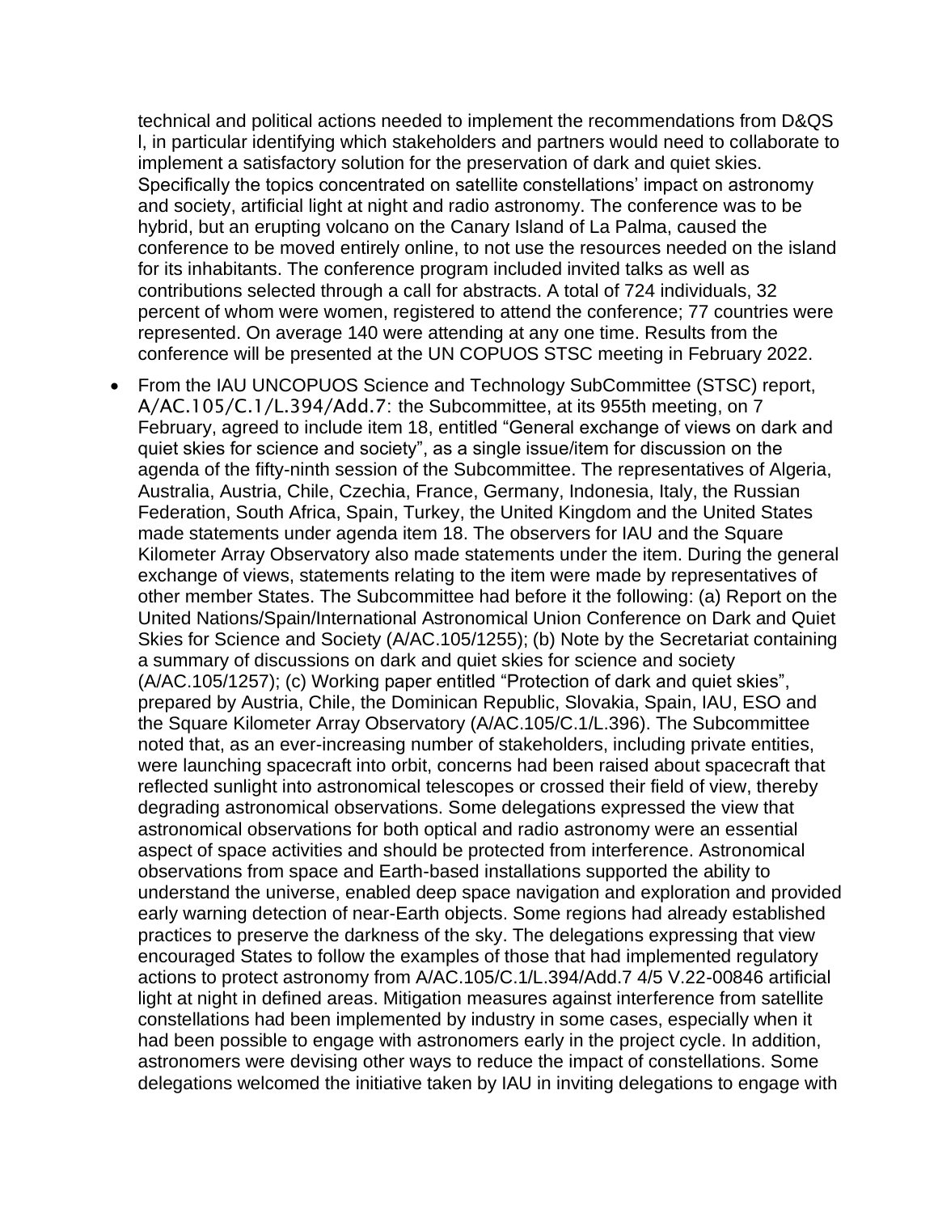technical and political actions needed to implement the recommendations from D&QS I, in particular identifying which stakeholders and partners would need to collaborate to implement a satisfactory solution for the preservation of dark and quiet skies. Specifically the topics concentrated on satellite constellations' impact on astronomy and society, artificial light at night and radio astronomy. The conference was to be hybrid, but an erupting volcano on the Canary Island of La Palma, caused the conference to be moved entirely online, to not use the resources needed on the island for its inhabitants. The conference program included invited talks as well as contributions selected through a call for abstracts. A total of 724 individuals, 32 percent of whom were women, registered to attend the conference; 77 countries were represented. On average 140 were attending at any one time. Results from the conference will be presented at the UN COPUOS STSC meeting in February 2022.

- From the IAU UNCOPUOS Science and Technology SubCommittee (STSC) report, A/AC.105/C.1/L.394/Add.7: the Subcommittee, at its 955th meeting, on 7 February, agreed to include item 18, entitled "General exchange of views on dark and quiet skies for science and society", as a single issue/item for discussion on the agenda of the fifty-ninth session of the Subcommittee. The representatives of Algeria, Australia, Austria, Chile, Czechia, France, Germany, Indonesia, Italy, the Russian Federation, South Africa, Spain, Turkey, the United Kingdom and the United States made statements under agenda item 18. The observers for IAU and the Square Kilometer Array Observatory also made statements under the item. During the general exchange of views, statements relating to the item were made by representatives of other member States. The Subcommittee had before it the following: (a) Report on the United Nations/Spain/International Astronomical Union Conference on Dark and Quiet Skies for Science and Society (A/AC.105/1255); (b) Note by the Secretariat containing a summary of discussions on dark and quiet skies for science and society (A/AC.105/1257); (c) Working paper entitled "Protection of dark and quiet skies", prepared by Austria, Chile, the Dominican Republic, Slovakia, Spain, IAU, ESO and the Square Kilometer Array Observatory (A/AC.105/C.1/L.396). The Subcommittee noted that, as an ever-increasing number of stakeholders, including private entities, were launching spacecraft into orbit, concerns had been raised about spacecraft that reflected sunlight into astronomical telescopes or crossed their field of view, thereby degrading astronomical observations. Some delegations expressed the view that astronomical observations for both optical and radio astronomy were an essential aspect of space activities and should be protected from interference. Astronomical observations from space and Earth-based installations supported the ability to understand the universe, enabled deep space navigation and exploration and provided early warning detection of near-Earth objects. Some regions had already established practices to preserve the darkness of the sky. The delegations expressing that view encouraged States to follow the examples of those that had implemented regulatory actions to protect astronomy from A/AC.105/C.1/L.394/Add.7 4/5 V.22-00846 artificial light at night in defined areas. Mitigation measures against interference from satellite constellations had been implemented by industry in some cases, especially when it had been possible to engage with astronomers early in the project cycle. In addition, astronomers were devising other ways to reduce the impact of constellations. Some delegations welcomed the initiative taken by IAU in inviting delegations to engage with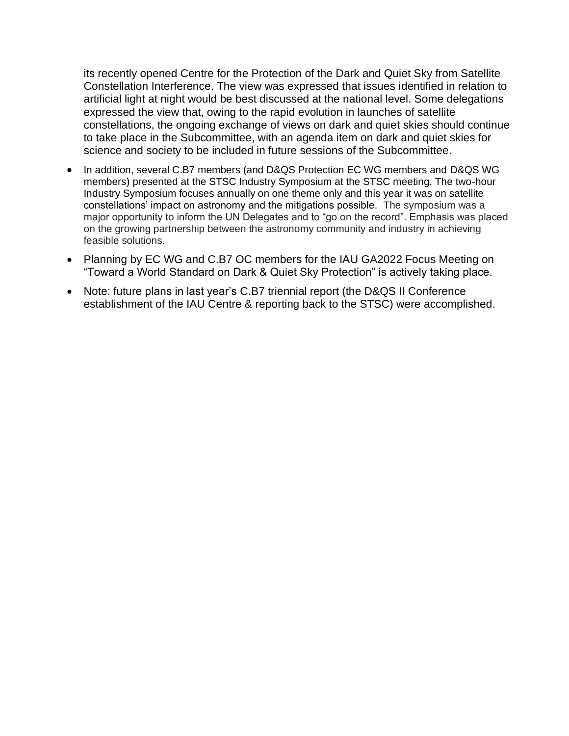its recently opened Centre for the Protection of the Dark and Quiet Sky from Satellite Constellation Interference. The view was expressed that issues identified in relation to artificial light at night would be best discussed at the national level. Some delegations expressed the view that, owing to the rapid evolution in launches of satellite constellations, the ongoing exchange of views on dark and quiet skies should continue to take place in the Subcommittee, with an agenda item on dark and quiet skies for science and society to be included in future sessions of the Subcommittee.

- In addition, several C.B7 members (and D&QS Protection EC WG members and D&QS WG members) presented at the STSC Industry Symposium at the STSC meeting. The two-hour Industry Symposium focuses annually on one theme only and this year it was on satellite constellations' impact on astronomy and the mitigations possible. The symposium was a major opportunity to inform the UN Delegates and to "go on the record". Emphasis was placed on the growing partnership between the astronomy community and industry in achieving feasible solutions.
- Planning by EC WG and C.B7 OC members for the IAU GA2022 Focus Meeting on "Toward a World Standard on Dark & Quiet Sky Protection" is actively taking place.
- Note: future plans in last year's C.B7 triennial report (the D&QS II Conference establishment of the IAU Centre & reporting back to the STSC) were accomplished.